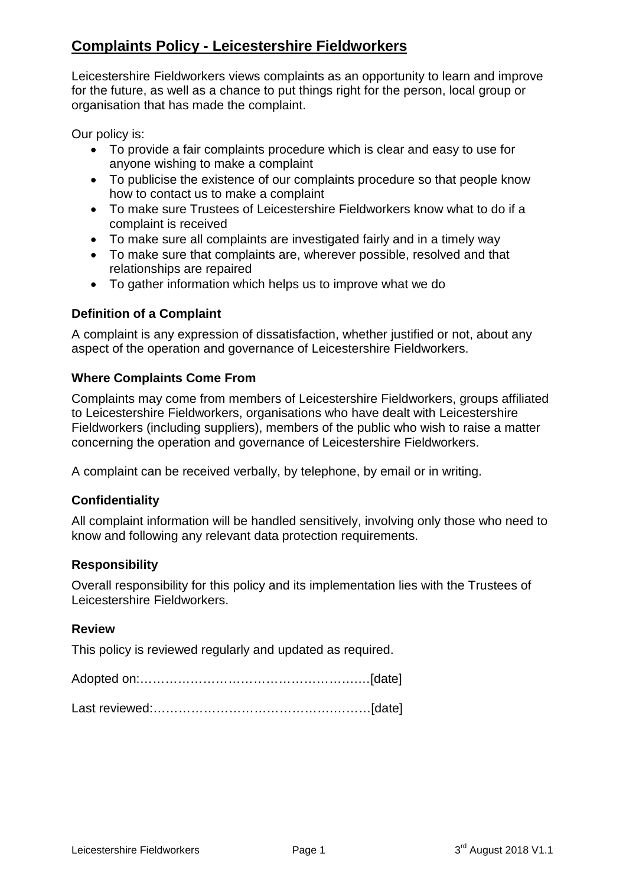# Complaints Policy - Leicestershire Fieldworkers

Leicestershire Fieldworkers views complaints as an opportunity to learn and improve for the future, as well as a chance to put things right for the person, local group or organisation that has made the complaint.

Our policy is:

- To provide a fair complaints procedure which is clear and easy to use for anyone wishing to make a complaint
- To publicise the existence of our complaints procedure so that people know how to contact us to make a complaint
- To make sure Trustees of Leicestershire Fieldworkers know what to do if a complaint is received
- To make sure all complaints are investigated fairly and in a timely way
- To make sure that complaints are, wherever possible, resolved and that relationships are repaired
- To gather information which helps us to improve what we do

### Definition of a Complaint

A complaint is any expression of dissatisfaction, whether justified or not, about any aspect of the operation and governance of Leicestershire Fieldworkers.

### Where Complaints Come From

Complaints may come from members of Leicestershire Fieldworkers, groups affiliated to Leicestershire Fieldworkers, organisations who have dealt with Leicestershire Fieldworkers (including suppliers), members of the public who wish to raise a matter concerning the operation and governance of Leicestershire Fieldworkers.

A complaint can be received verbally, by telephone, by email or in writing.

### Confidentiality

All complaint information will be handled sensitively, involving only those who need to know and following any relevant data protection requirements.

### Responsibility

Overall responsibility for this policy and its implementation lies with the Trustees of Leicestershire Fieldworkers.

### Review

This policy is reviewed regularly and updated as required.

Adopted on:……………………………………………….[date]

Last reviewed:…………………………………………….[date]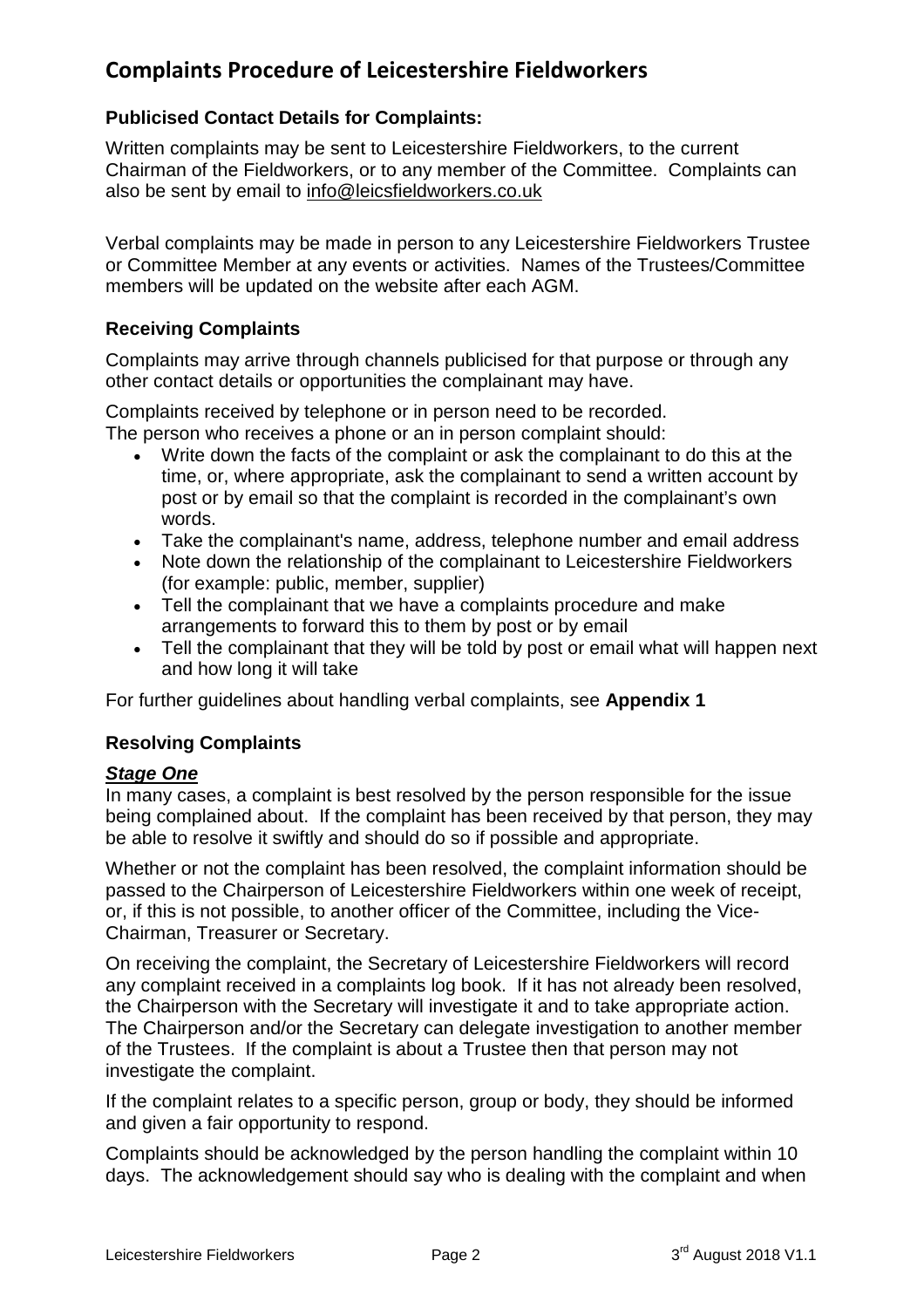# Complaints Procedure of Leicestershire Fieldworkers

### Publicised Contact Details for Complaints:

Written complaints may be sent to Leicestershire Fieldworkers, to the current Chairman of the Fieldworkers, or to any member of the Committee. Complaints can also be sent by email to info@leicsfieldworkers.co.uk

Verbal complaints may be made in person to any Leicestershire Fieldworkers Trustee or Committee Member at any events or activities. Names of the Trustees/Committee members will be updated on the website after each AGM.

### Receiving Complaints

Complaints may arrive through channels publicised for that purpose or through any other contact details or opportunities the complainant may have.

Complaints received by telephone or in person need to be recorded.
The person who receives a phone or an in person complaint should:

- Write down the facts of the complaint or ask the complainant to do this at the time, or, where appropriate, ask the complainant to send a written account by post or by email so that the complaint is recorded in the complainant's own words.
- Take the complainant's name, address, telephone number and email address
- Note down the relationship of the complainant to Leicestershire Fieldworkers (for example: public, member, supplier)
- Tell the complainant that we have a complaints procedure and make arrangements to forward this to them by post or by email
- Tell the complainant that they will be told by post or email what will happen next and how long it will take

For further guidelines about handling verbal complaints, see **Appendix 1**

### Resolving Complaints

***Stage One***

In many cases, a complaint is best resolved by the person responsible for the issue being complained about. If the complaint has been received by that person, they may be able to resolve it swiftly and should do so if possible and appropriate.

Whether or not the complaint has been resolved, the complaint information should be passed to the Chairperson of Leicestershire Fieldworkers within one week of receipt, or, if this is not possible, to another officer of the Committee, including the Vice-Chairman, Treasurer or Secretary.

On receiving the complaint, the Secretary of Leicestershire Fieldworkers will record any complaint received in a complaints log book. If it has not already been resolved, the Chairperson with the Secretary will investigate it and to take appropriate action. The Chairperson and/or the Secretary can delegate investigation to another member of the Trustees. If the complaint is about a Trustee then that person may not investigate the complaint.

If the complaint relates to a specific person, group or body, they should be informed and given a fair opportunity to respond.

Complaints should be acknowledged by the person handling the complaint within 10 days. The acknowledgement should say who is dealing with the complaint and when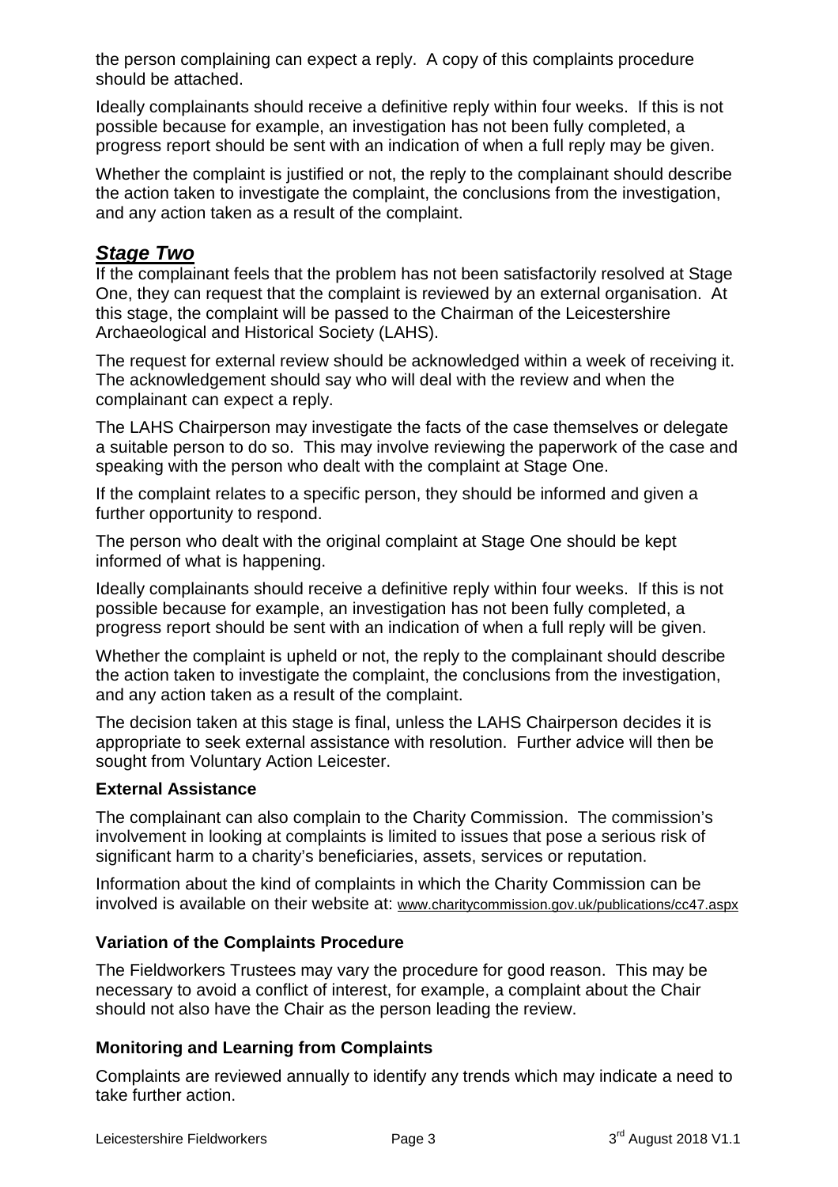the person complaining can expect a reply. A copy of this complaints procedure should be attached.

Ideally complainants should receive a definitive reply within four weeks. If this is not possible because for example, an investigation has not been fully completed, a progress report should be sent with an indication of when a full reply may be given.

Whether the complaint is justified or not, the reply to the complainant should describe the action taken to investigate the complaint, the conclusions from the investigation, and any action taken as a result of the complaint.

## ***Stage Two***

If the complainant feels that the problem has not been satisfactorily resolved at Stage One, they can request that the complaint is reviewed by an external organisation. At this stage, the complaint will be passed to the Chairman of the Leicestershire Archaeological and Historical Society (LAHS).

The request for external review should be acknowledged within a week of receiving it. The acknowledgement should say who will deal with the review and when the complainant can expect a reply.

The LAHS Chairperson may investigate the facts of the case themselves or delegate a suitable person to do so. This may involve reviewing the paperwork of the case and speaking with the person who dealt with the complaint at Stage One.

If the complaint relates to a specific person, they should be informed and given a further opportunity to respond.

The person who dealt with the original complaint at Stage One should be kept informed of what is happening.

Ideally complainants should receive a definitive reply within four weeks. If this is not possible because for example, an investigation has not been fully completed, a progress report should be sent with an indication of when a full reply will be given.

Whether the complaint is upheld or not, the reply to the complainant should describe the action taken to investigate the complaint, the conclusions from the investigation, and any action taken as a result of the complaint.

The decision taken at this stage is final, unless the LAHS Chairperson decides it is appropriate to seek external assistance with resolution. Further advice will then be sought from Voluntary Action Leicester.

### **External Assistance**

The complainant can also complain to the Charity Commission. The commission's involvement in looking at complaints is limited to issues that pose a serious risk of significant harm to a charity's beneficiaries, assets, services or reputation.

Information about the kind of complaints in which the Charity Commission can be involved is available on their website at: www.charitycommission.gov.uk/publications/cc47.aspx

### **Variation of the Complaints Procedure**

The Fieldworkers Trustees may vary the procedure for good reason. This may be necessary to avoid a conflict of interest, for example, a complaint about the Chair should not also have the Chair as the person leading the review.

### **Monitoring and Learning from Complaints**

Complaints are reviewed annually to identify any trends which may indicate a need to take further action.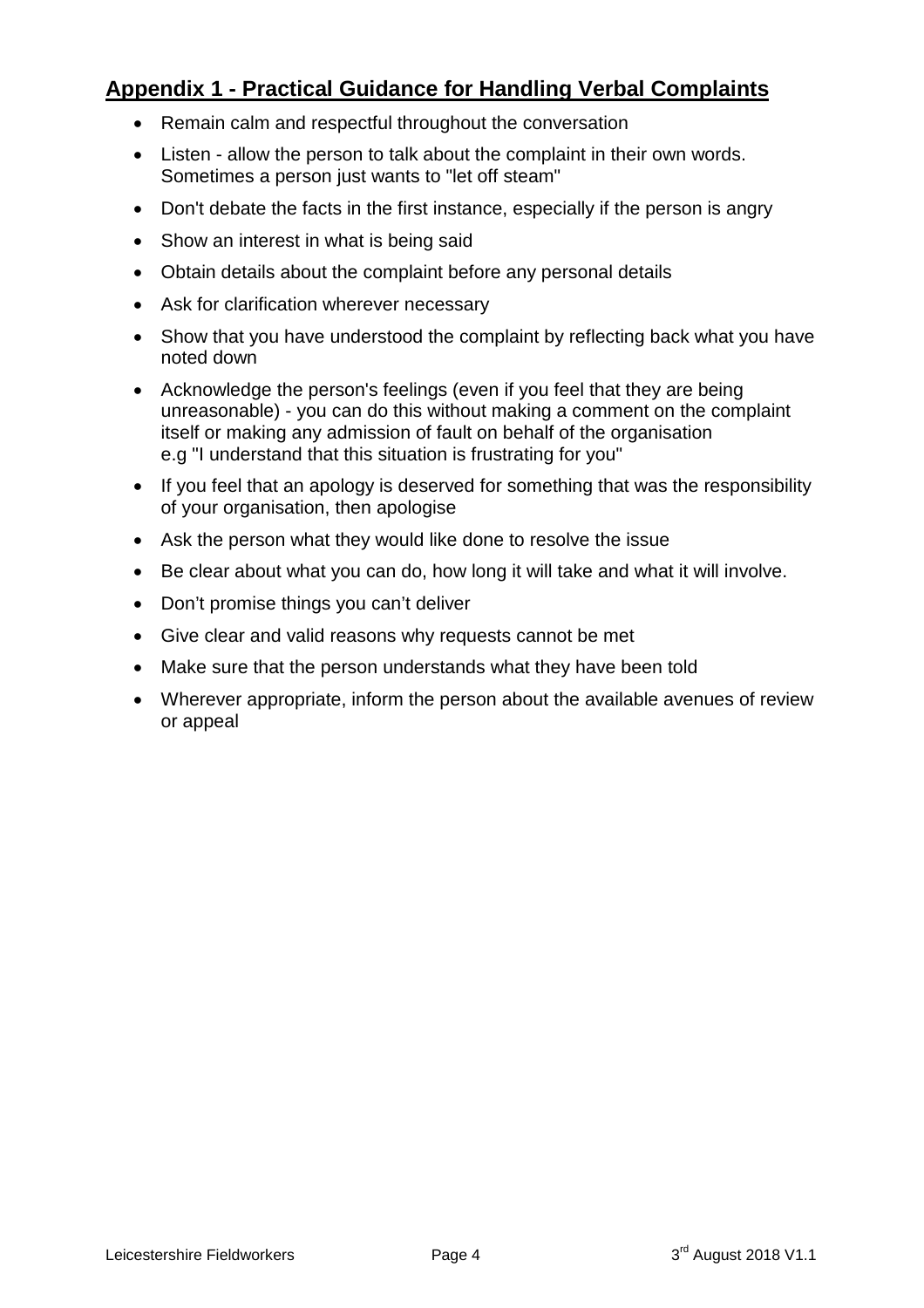## Appendix 1 - Practical Guidance for Handling Verbal Complaints

- Remain calm and respectful throughout the conversation
- Listen - allow the person to talk about the complaint in their own words. Sometimes a person just wants to "let off steam"
- Don't debate the facts in the first instance, especially if the person is angry
- Show an interest in what is being said
- Obtain details about the complaint before any personal details
- Ask for clarification wherever necessary
- Show that you have understood the complaint by reflecting back what you have noted down
- Acknowledge the person's feelings (even if you feel that they are being unreasonable) - you can do this without making a comment on the complaint itself or making any admission of fault on behalf of the organisation e.g "I understand that this situation is frustrating for you"
- If you feel that an apology is deserved for something that was the responsibility of your organisation, then apologise
- Ask the person what they would like done to resolve the issue
- Be clear about what you can do, how long it will take and what it will involve.
- Don't promise things you can't deliver
- Give clear and valid reasons why requests cannot be met
- Make sure that the person understands what they have been told
- Wherever appropriate, inform the person about the available avenues of review or appeal